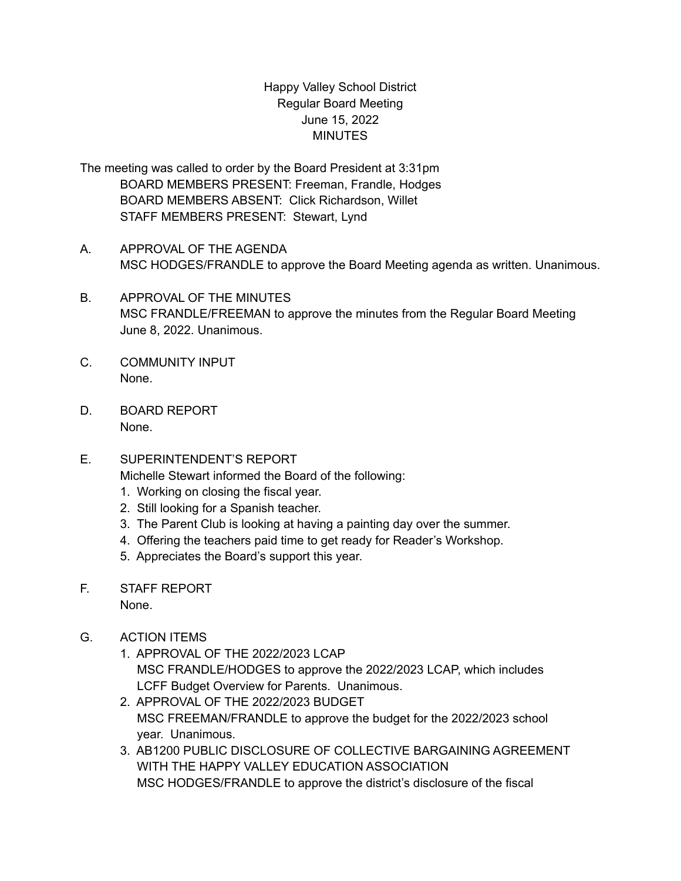Happy Valley School District
Regular Board Meeting
June 15, 2022
MINUTES

The meeting was called to order by the Board President at 3:31pm

BOARD MEMBERS PRESENT: Freeman, Frandle, Hodges
BOARD MEMBERS ABSENT: Click Richardson, Willet
STAFF MEMBERS PRESENT: Stewart, Lynd

A. APPROVAL OF THE AGENDA
MSC HODGES/FRANDLE to approve the Board Meeting agenda as written. Unanimous.

B. APPROVAL OF THE MINUTES
MSC FRANDLE/FREEMAN to approve the minutes from the Regular Board Meeting June 8, 2022. Unanimous.

C. COMMUNITY INPUT
None.

D. BOARD REPORT
None.

E. SUPERINTENDENT'S REPORT
Michelle Stewart informed the Board of the following:
1. Working on closing the fiscal year.
2. Still looking for a Spanish teacher.
3. The Parent Club is looking at having a painting day over the summer.
4. Offering the teachers paid time to get ready for Reader's Workshop.
5. Appreciates the Board's support this year.

F. STAFF REPORT
None.

G. ACTION ITEMS
1. APPROVAL OF THE 2022/2023 LCAP
MSC FRANDLE/HODGES to approve the 2022/2023 LCAP, which includes LCFF Budget Overview for Parents. Unanimous.
2. APPROVAL OF THE 2022/2023 BUDGET
MSC FREEMAN/FRANDLE to approve the budget for the 2022/2023 school year. Unanimous.
3. AB1200 PUBLIC DISCLOSURE OF COLLECTIVE BARGAINING AGREEMENT WITH THE HAPPY VALLEY EDUCATION ASSOCIATION
MSC HODGES/FRANDLE to approve the district's disclosure of the fiscal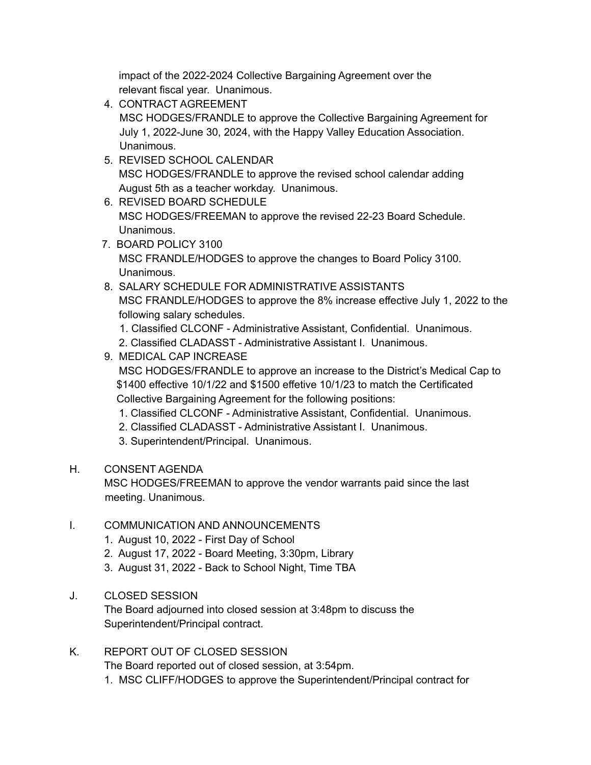impact of the 2022-2024 Collective Bargaining Agreement over the relevant fiscal year. Unanimous.

4. CONTRACT AGREEMENT
   MSC HODGES/FRANDLE to approve the Collective Bargaining Agreement for July 1, 2022-June 30, 2024, with the Happy Valley Education Association. Unanimous.
5. REVISED SCHOOL CALENDAR
   MSC HODGES/FRANDLE to approve the revised school calendar adding August 5th as a teacher workday. Unanimous.
6. REVISED BOARD SCHEDULE
   MSC HODGES/FREEMAN to approve the revised 22-23 Board Schedule. Unanimous.
7. BOARD POLICY 3100
   MSC FRANDLE/HODGES to approve the changes to Board Policy 3100. Unanimous.
8. SALARY SCHEDULE FOR ADMINISTRATIVE ASSISTANTS
   MSC FRANDLE/HODGES to approve the 8% increase effective July 1, 2022 to the following salary schedules.
   1. Classified CLCONF - Administrative Assistant, Confidential. Unanimous.
   2. Classified CLADASST - Administrative Assistant I. Unanimous.
9. MEDICAL CAP INCREASE
   MSC HODGES/FRANDLE to approve an increase to the District's Medical Cap to $1400 effective 10/1/22 and $1500 effetive 10/1/23 to match the Certificated Collective Bargaining Agreement for the following positions:
   1. Classified CLCONF - Administrative Assistant, Confidential. Unanimous.
   2. Classified CLADASST - Administrative Assistant I. Unanimous.
   3. Superintendent/Principal. Unanimous.

H. CONSENT AGENDA
   MSC HODGES/FREEMAN to approve the vendor warrants paid since the last meeting. Unanimous.

I. COMMUNICATION AND ANNOUNCEMENTS
   1. August 10, 2022 - First Day of School
   2. August 17, 2022 - Board Meeting, 3:30pm, Library
   3. August 31, 2022 - Back to School Night, Time TBA

J. CLOSED SESSION
   The Board adjourned into closed session at 3:48pm to discuss the Superintendent/Principal contract.

K. REPORT OUT OF CLOSED SESSION
   The Board reported out of closed session, at 3:54pm.
   1. MSC CLIFF/HODGES to approve the Superintendent/Principal contract for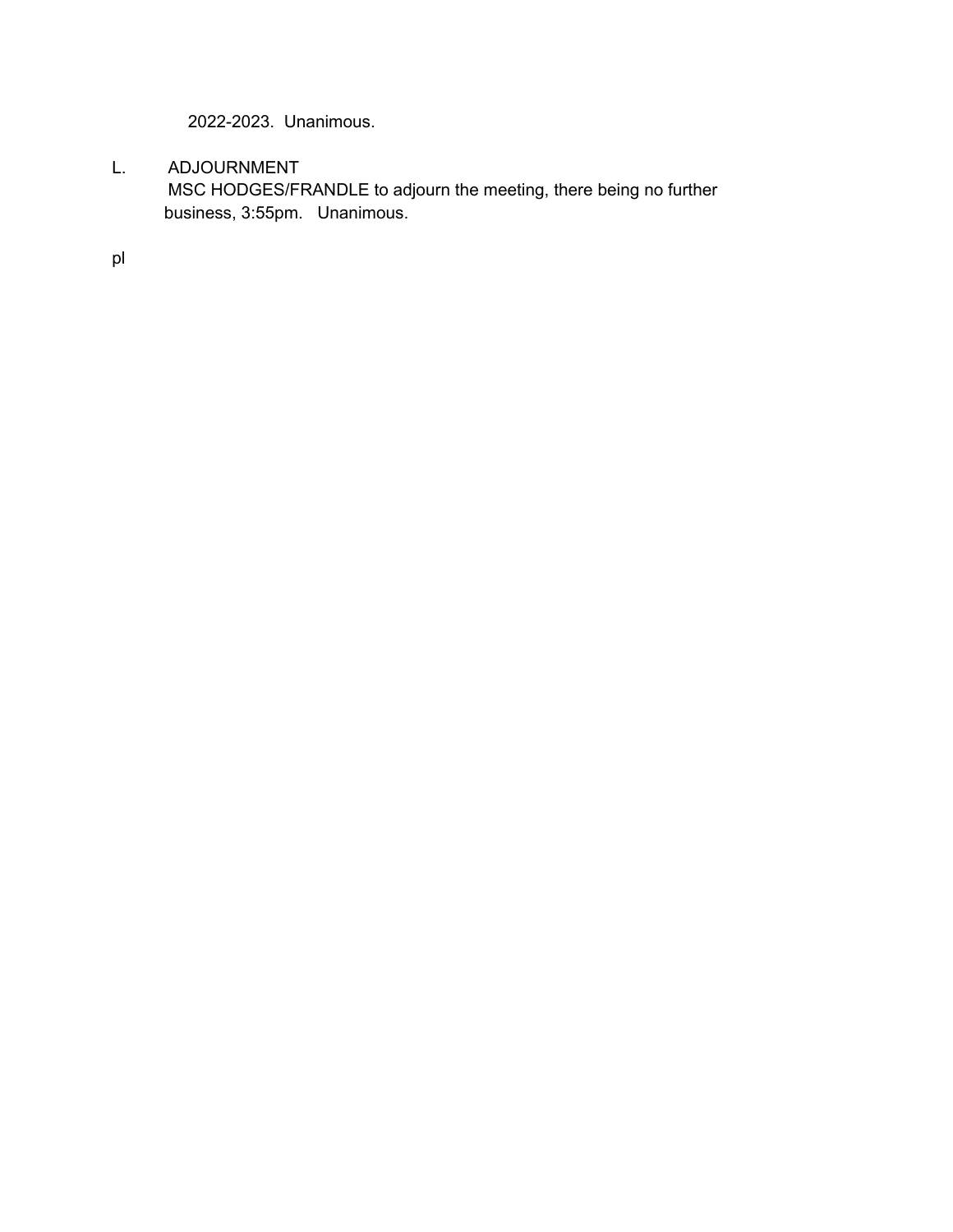2022-2023. Unanimous.

L. ADJOURNMENT

MSC HODGES/FRANDLE to adjourn the meeting, there being no further business, 3:55pm. Unanimous.

pl